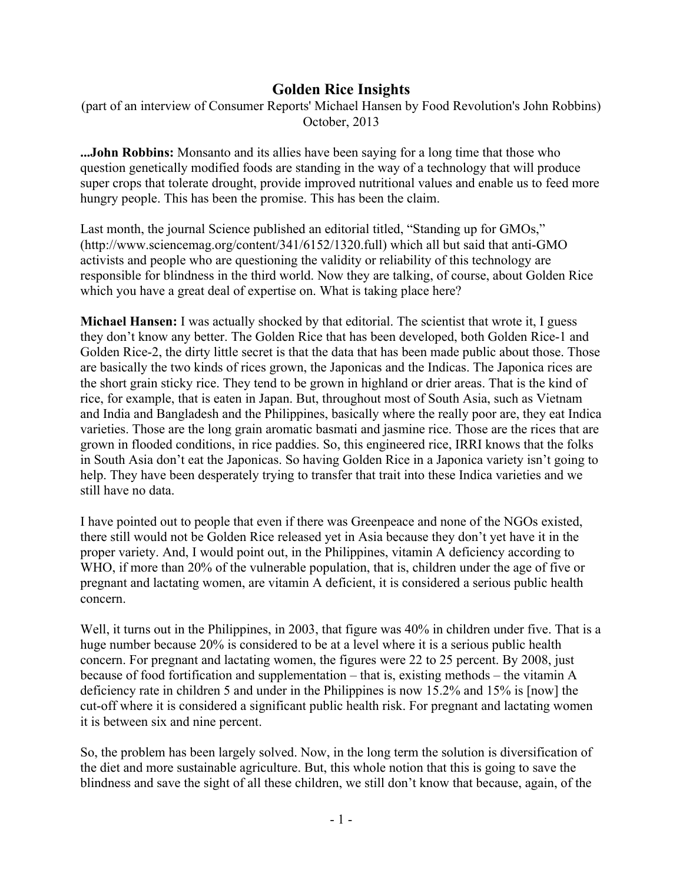# Golden Rice Insights

(part of an interview of Consumer Reports' Michael Hansen by Food Revolution's John Robbins)
October, 2013

**...John Robbins:** Monsanto and its allies have been saying for a long time that those who question genetically modified foods are standing in the way of a technology that will produce super crops that tolerate drought, provide improved nutritional values and enable us to feed more hungry people. This has been the promise. This has been the claim.

Last month, the journal Science published an editorial titled, "Standing up for GMOs," (http://www.sciencemag.org/content/341/6152/1320.full) which all but said that anti-GMO activists and people who are questioning the validity or reliability of this technology are responsible for blindness in the third world. Now they are talking, of course, about Golden Rice which you have a great deal of expertise on. What is taking place here?

**Michael Hansen:** I was actually shocked by that editorial. The scientist that wrote it, I guess they don't know any better. The Golden Rice that has been developed, both Golden Rice-1 and Golden Rice-2, the dirty little secret is that the data that has been made public about those. Those are basically the two kinds of rices grown, the Japonicas and the Indicas. The Japonica rices are the short grain sticky rice. They tend to be grown in highland or drier areas. That is the kind of rice, for example, that is eaten in Japan. But, throughout most of South Asia, such as Vietnam and India and Bangladesh and the Philippines, basically where the really poor are, they eat Indica varieties. Those are the long grain aromatic basmati and jasmine rice. Those are the rices that are grown in flooded conditions, in rice paddies. So, this engineered rice, IRRI knows that the folks in South Asia don't eat the Japonicas. So having Golden Rice in a Japonica variety isn't going to help. They have been desperately trying to transfer that trait into these Indica varieties and we still have no data.

I have pointed out to people that even if there was Greenpeace and none of the NGOs existed, there still would not be Golden Rice released yet in Asia because they don't yet have it in the proper variety. And, I would point out, in the Philippines, vitamin A deficiency according to WHO, if more than 20% of the vulnerable population, that is, children under the age of five or pregnant and lactating women, are vitamin A deficient, it is considered a serious public health concern.

Well, it turns out in the Philippines, in 2003, that figure was 40% in children under five. That is a huge number because 20% is considered to be at a level where it is a serious public health concern. For pregnant and lactating women, the figures were 22 to 25 percent. By 2008, just because of food fortification and supplementation – that is, existing methods – the vitamin A deficiency rate in children 5 and under in the Philippines is now 15.2% and 15% is [now] the cut-off where it is considered a significant public health risk. For pregnant and lactating women it is between six and nine percent.

So, the problem has been largely solved. Now, in the long term the solution is diversification of the diet and more sustainable agriculture. But, this whole notion that this is going to save the blindness and save the sight of all these children, we still don't know that because, again, of the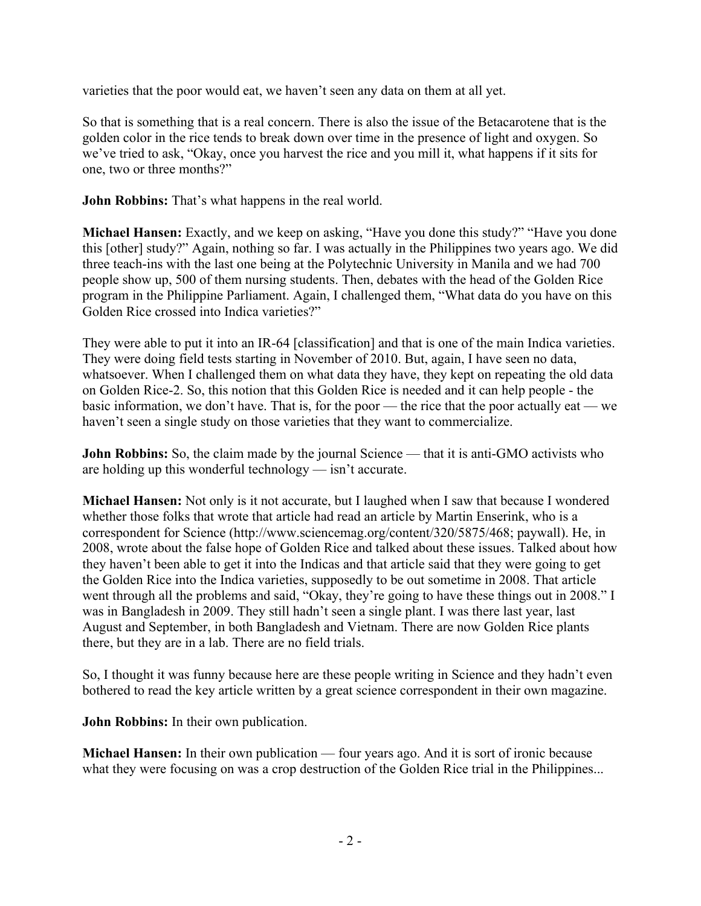varieties that the poor would eat, we haven't seen any data on them at all yet.

So that is something that is a real concern. There is also the issue of the Betacarotene that is the golden color in the rice tends to break down over time in the presence of light and oxygen. So we've tried to ask, "Okay, once you harvest the rice and you mill it, what happens if it sits for one, two or three months?"

**John Robbins:** That's what happens in the real world.

**Michael Hansen:** Exactly, and we keep on asking, "Have you done this study?" "Have you done this [other] study?" Again, nothing so far. I was actually in the Philippines two years ago. We did three teach-ins with the last one being at the Polytechnic University in Manila and we had 700 people show up, 500 of them nursing students. Then, debates with the head of the Golden Rice program in the Philippine Parliament. Again, I challenged them, "What data do you have on this Golden Rice crossed into Indica varieties?"

They were able to put it into an IR-64 [classification] and that is one of the main Indica varieties. They were doing field tests starting in November of 2010. But, again, I have seen no data, whatsoever. When I challenged them on what data they have, they kept on repeating the old data on Golden Rice-2. So, this notion that this Golden Rice is needed and it can help people - the basic information, we don't have. That is, for the poor — the rice that the poor actually eat — we haven't seen a single study on those varieties that they want to commercialize.

**John Robbins:** So, the claim made by the journal Science — that it is anti-GMO activists who are holding up this wonderful technology — isn't accurate.

**Michael Hansen:** Not only is it not accurate, but I laughed when I saw that because I wondered whether those folks that wrote that article had read an article by Martin Enserink, who is a correspondent for Science (http://www.sciencemag.org/content/320/5875/468; paywall). He, in 2008, wrote about the false hope of Golden Rice and talked about these issues. Talked about how they haven't been able to get it into the Indicas and that article said that they were going to get the Golden Rice into the Indica varieties, supposedly to be out sometime in 2008. That article went through all the problems and said, "Okay, they're going to have these things out in 2008." I was in Bangladesh in 2009. They still hadn't seen a single plant. I was there last year, last August and September, in both Bangladesh and Vietnam. There are now Golden Rice plants there, but they are in a lab. There are no field trials.

So, I thought it was funny because here are these people writing in Science and they hadn't even bothered to read the key article written by a great science correspondent in their own magazine.

**John Robbins:** In their own publication.

**Michael Hansen:** In their own publication — four years ago. And it is sort of ironic because what they were focusing on was a crop destruction of the Golden Rice trial in the Philippines...